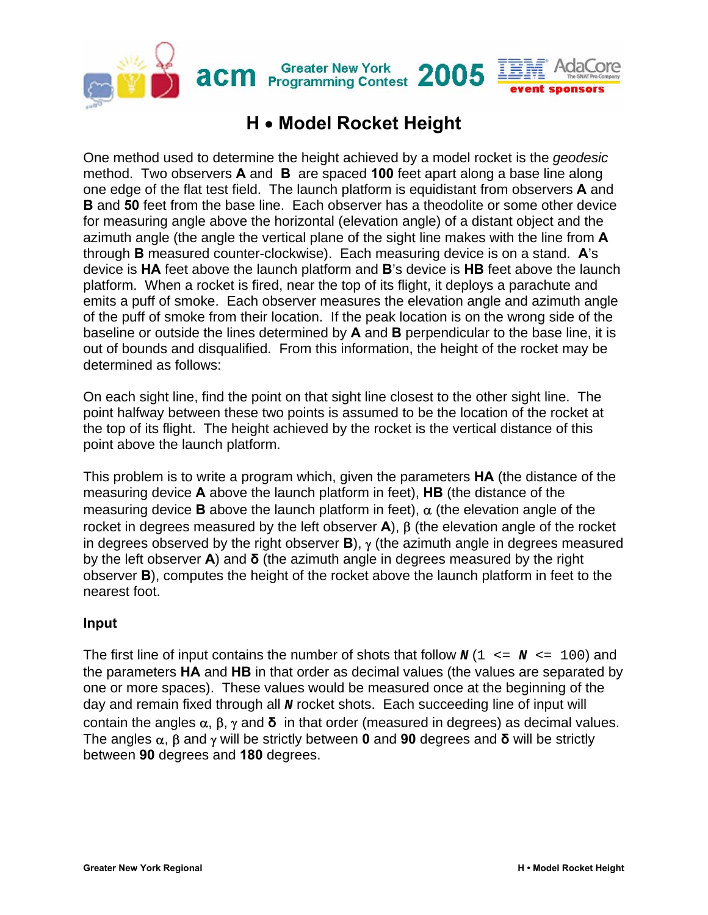# H • Model Rocket Height

One method used to determine the height achieved by a model rocket is the *geodesic* method. Two observers **A** and **B** are spaced **100** feet apart along a base line along one edge of the flat test field. The launch platform is equidistant from observers **A** and **B** and **50** feet from the base line. Each observer has a theodolite or some other device for measuring angle above the horizontal (elevation angle) of a distant object and the azimuth angle (the angle the vertical plane of the sight line makes with the line from **A** through **B** measured counter-clockwise). Each measuring device is on a stand. **A**'s device is **HA** feet above the launch platform and **B**'s device is **HB** feet above the launch platform. When a rocket is fired, near the top of its flight, it deploys a parachute and emits a puff of smoke. Each observer measures the elevation angle and azimuth angle of the puff of smoke from their location. If the peak location is on the wrong side of the baseline or outside the lines determined by **A** and **B** perpendicular to the base line, it is out of bounds and disqualified. From this information, the height of the rocket may be determined as follows:

On each sight line, find the point on that sight line closest to the other sight line. The point halfway between these two points is assumed to be the location of the rocket at the top of its flight. The height achieved by the rocket is the vertical distance of this point above the launch platform.

This problem is to write a program which, given the parameters **HA** (the distance of the measuring device **A** above the launch platform in feet), **HB** (the distance of the measuring device **B** above the launch platform in feet), $\alpha$ (the elevation angle of the rocket in degrees measured by the left observer **A**), $\beta$ (the elevation angle of the rocket in degrees observed by the right observer **B**), $\gamma$ (the azimuth angle in degrees measured by the left observer **A**) and $\delta$ (the azimuth angle in degrees measured by the right observer **B**), computes the height of the rocket above the launch platform in feet to the nearest foot.

### Input

The first line of input contains the number of shots that follow ***N*** (`1 <=` ***N*** `<= 100`) and the parameters **HA** and **HB** in that order as decimal values (the values are separated by one or more spaces). These values would be measured once at the beginning of the day and remain fixed through all ***N*** rocket shots. Each succeeding line of input will contain the angles $\alpha$, $\beta$, $\gamma$ and $\delta$ in that order (measured in degrees) as decimal values. The angles $\alpha$, $\beta$ and $\gamma$ will be strictly between **0** and **90** degrees and $\delta$ will be strictly between **90** degrees and **180** degrees.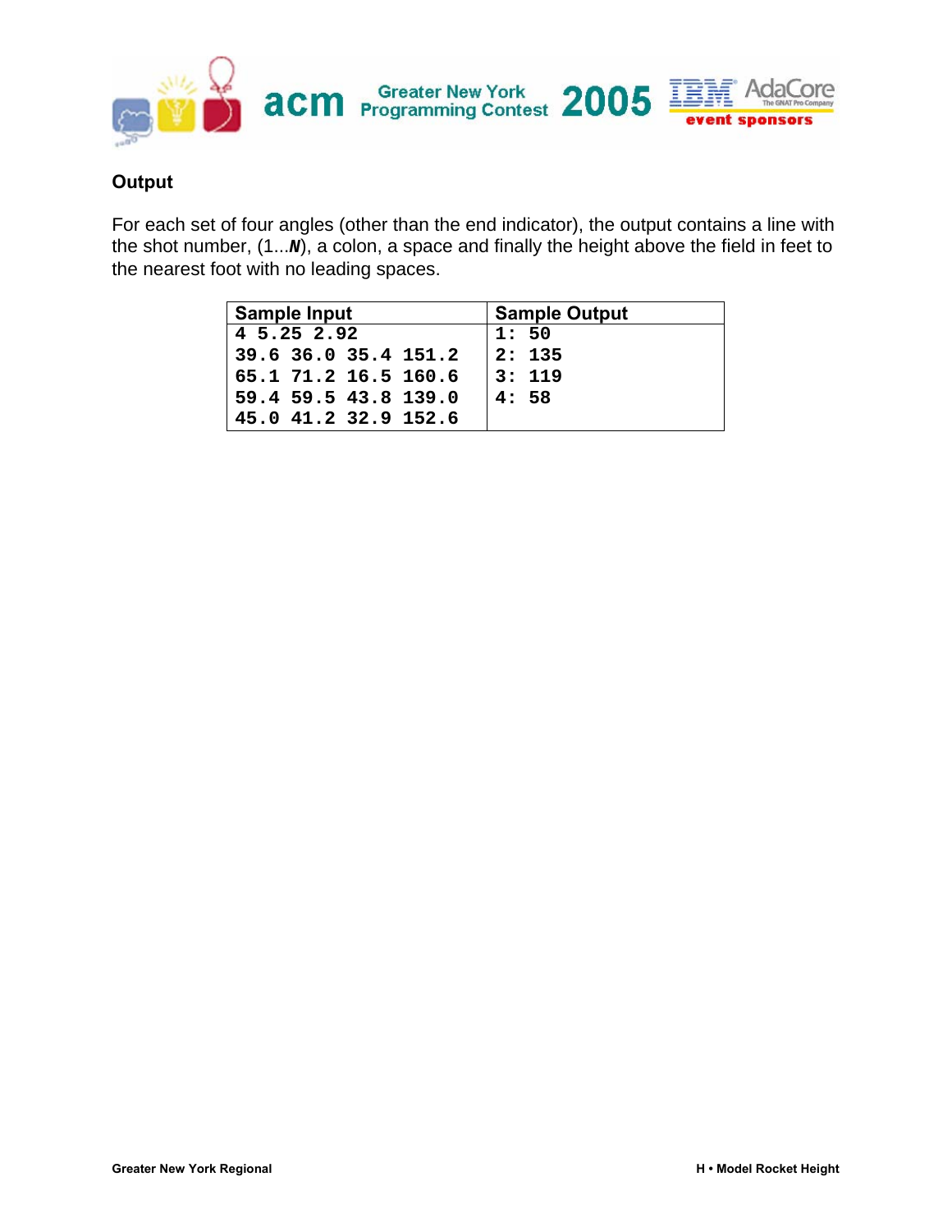## Output

For each set of four angles (other than the end indicator), the output contains a line with the shot number, (1...***N***), a colon, a space and finally the height above the field in feet to the nearest foot with no leading spaces.

| Sample Input | Sample Output |
|---|---|
| 4 5.25 2.92 | 1: 50 |
| 39.6 36.0 35.4 151.2 | 2: 135 |
| 65.1 71.2 16.5 160.6 | 3: 119 |
| 59.4 59.5 43.8 139.0 | 4: 58 |
| 45.0 41.2 32.9 152.6 | |